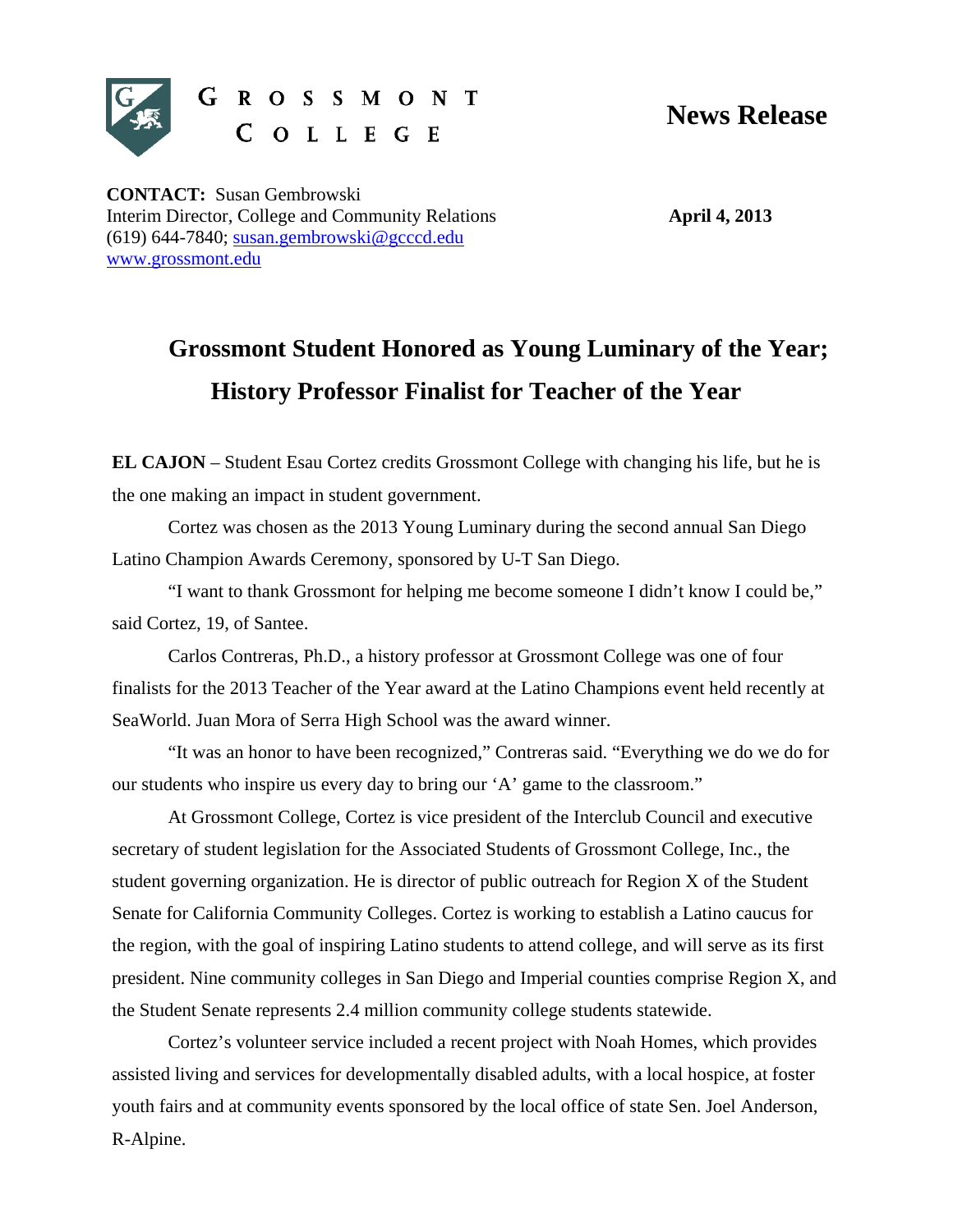GROSSMONT COLLEGE

**News Release**

**CONTACT:** Susan Gembrowski
Interim Director, College and Community Relations
(619) 644-7840; susan.gembrowski@gcccd.edu
www.grossmont.edu

**April 4, 2013**

# Grossmont Student Honored as Young Luminary of the Year; History Professor Finalist for Teacher of the Year

**EL CAJON** – Student Esau Cortez credits Grossmont College with changing his life, but he is the one making an impact in student government.

Cortez was chosen as the 2013 Young Luminary during the second annual San Diego Latino Champion Awards Ceremony, sponsored by U-T San Diego.

"I want to thank Grossmont for helping me become someone I didn't know I could be," said Cortez, 19, of Santee.

Carlos Contreras, Ph.D., a history professor at Grossmont College was one of four finalists for the 2013 Teacher of the Year award at the Latino Champions event held recently at SeaWorld. Juan Mora of Serra High School was the award winner.

"It was an honor to have been recognized," Contreras said. "Everything we do we do for our students who inspire us every day to bring our 'A' game to the classroom."

At Grossmont College, Cortez is vice president of the Interclub Council and executive secretary of student legislation for the Associated Students of Grossmont College, Inc., the student governing organization. He is director of public outreach for Region X of the Student Senate for California Community Colleges. Cortez is working to establish a Latino caucus for the region, with the goal of inspiring Latino students to attend college, and will serve as its first president. Nine community colleges in San Diego and Imperial counties comprise Region X, and the Student Senate represents 2.4 million community college students statewide.

Cortez's volunteer service included a recent project with Noah Homes, which provides assisted living and services for developmentally disabled adults, with a local hospice, at foster youth fairs and at community events sponsored by the local office of state Sen. Joel Anderson, R-Alpine.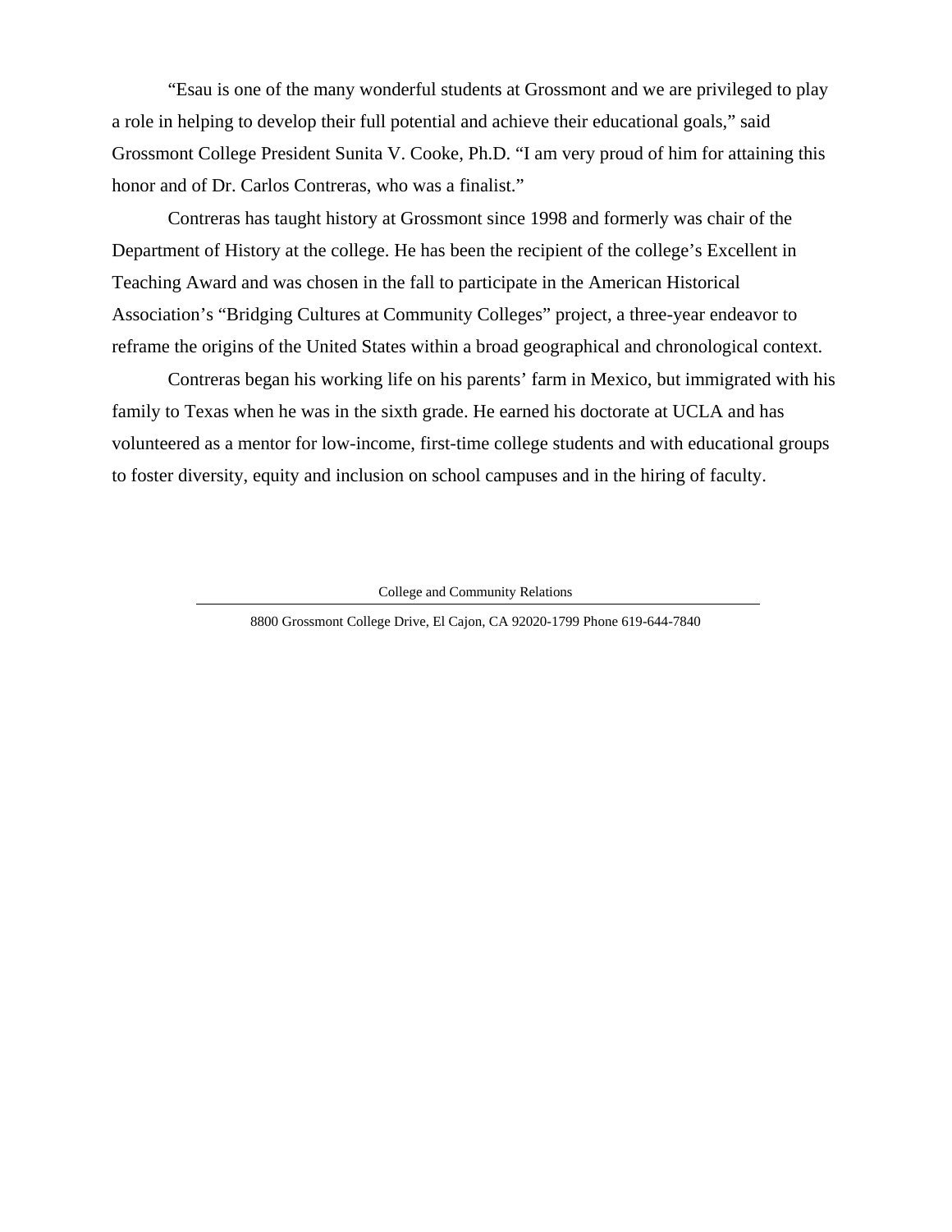"Esau is one of the many wonderful students at Grossmont and we are privileged to play a role in helping to develop their full potential and achieve their educational goals," said Grossmont College President Sunita V. Cooke, Ph.D. "I am very proud of him for attaining this honor and of Dr. Carlos Contreras, who was a finalist."

Contreras has taught history at Grossmont since 1998 and formerly was chair of the Department of History at the college. He has been the recipient of the college's Excellent in Teaching Award and was chosen in the fall to participate in the American Historical Association's "Bridging Cultures at Community Colleges" project, a three-year endeavor to reframe the origins of the United States within a broad geographical and chronological context.

Contreras began his working life on his parents' farm in Mexico, but immigrated with his family to Texas when he was in the sixth grade. He earned his doctorate at UCLA and has volunteered as a mentor for low-income, first-time college students and with educational groups to foster diversity, equity and inclusion on school campuses and in the hiring of faculty.

College and Community Relations

8800 Grossmont College Drive, El Cajon, CA 92020-1799 Phone 619-644-7840